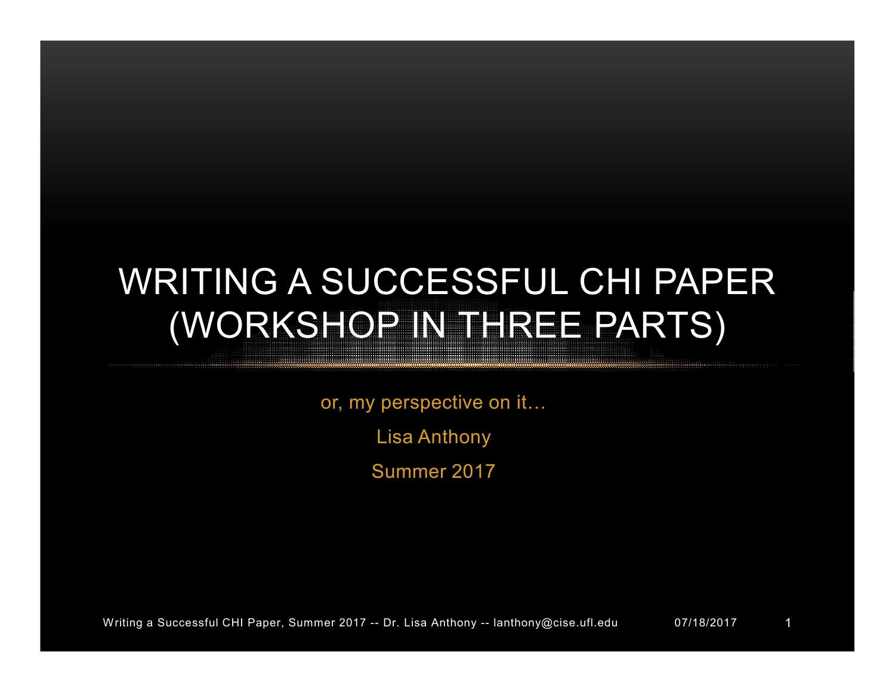# WRITING A SUCCESSFUL CHI PAPER (WORKSHOP IN THREE PARTS)

or, my perspective on it…

Lisa Anthony

Summer 2017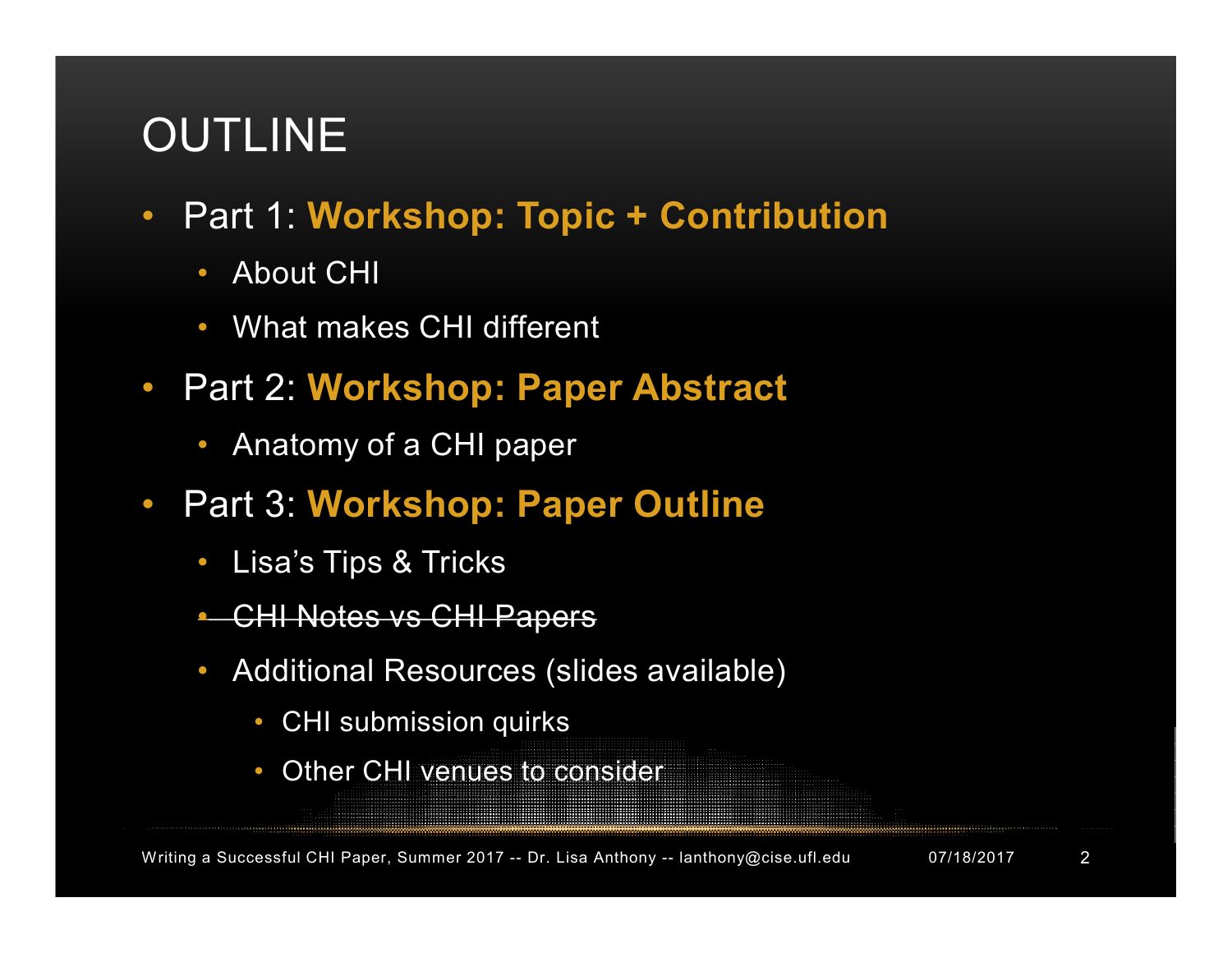# OUTLINE

- Part 1: **Workshop: Topic + Contribution**
  - About CHI
  - What makes CHI different
- Part 2: **Workshop: Paper Abstract**
  - Anatomy of a CHI paper
- Part 3: **Workshop: Paper Outline**
  - Lisa's Tips & Tricks
  - ~~CHI Notes vs CHI Papers~~
  - Additional Resources (slides available)
    - CHI submission quirks
    - Other CHI venues to consider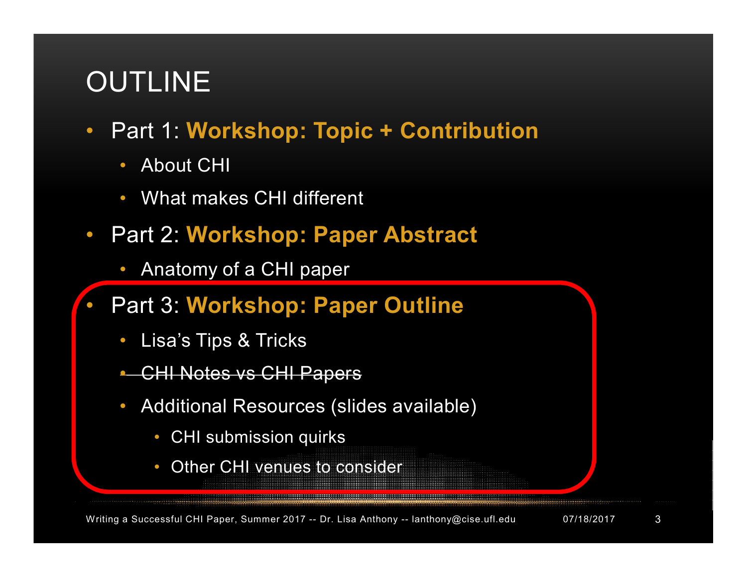# OUTLINE

- Part 1: **Workshop: Topic + Contribution**
  - About CHI
  - What makes CHI different
- Part 2: **Workshop: Paper Abstract**
  - Anatomy of a CHI paper
- Part 3: **Workshop: Paper Outline**
  - Lisa's Tips & Tricks
  - ~~CHI Notes vs CHI Papers~~
  - Additional Resources (slides available)
    - CHI submission quirks
    - Other CHI venues to consider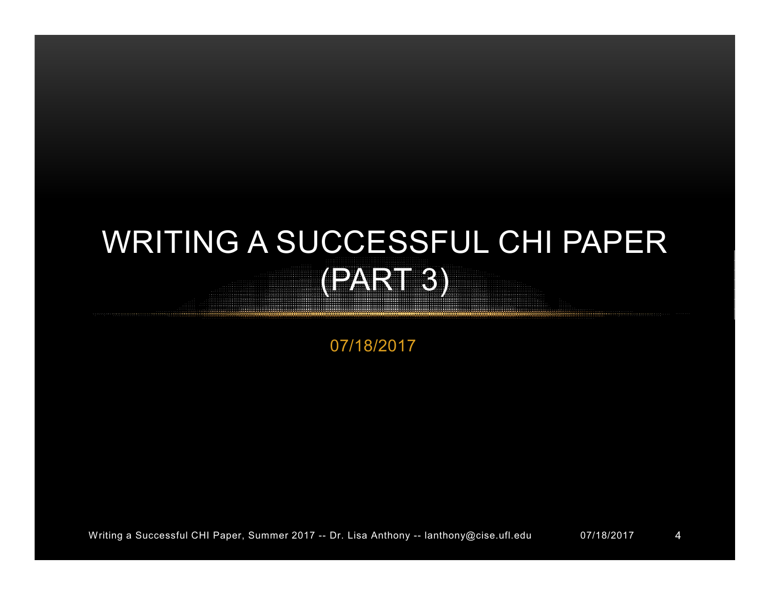# WRITING A SUCCESSFUL CHI PAPER (PART 3)

07/18/2017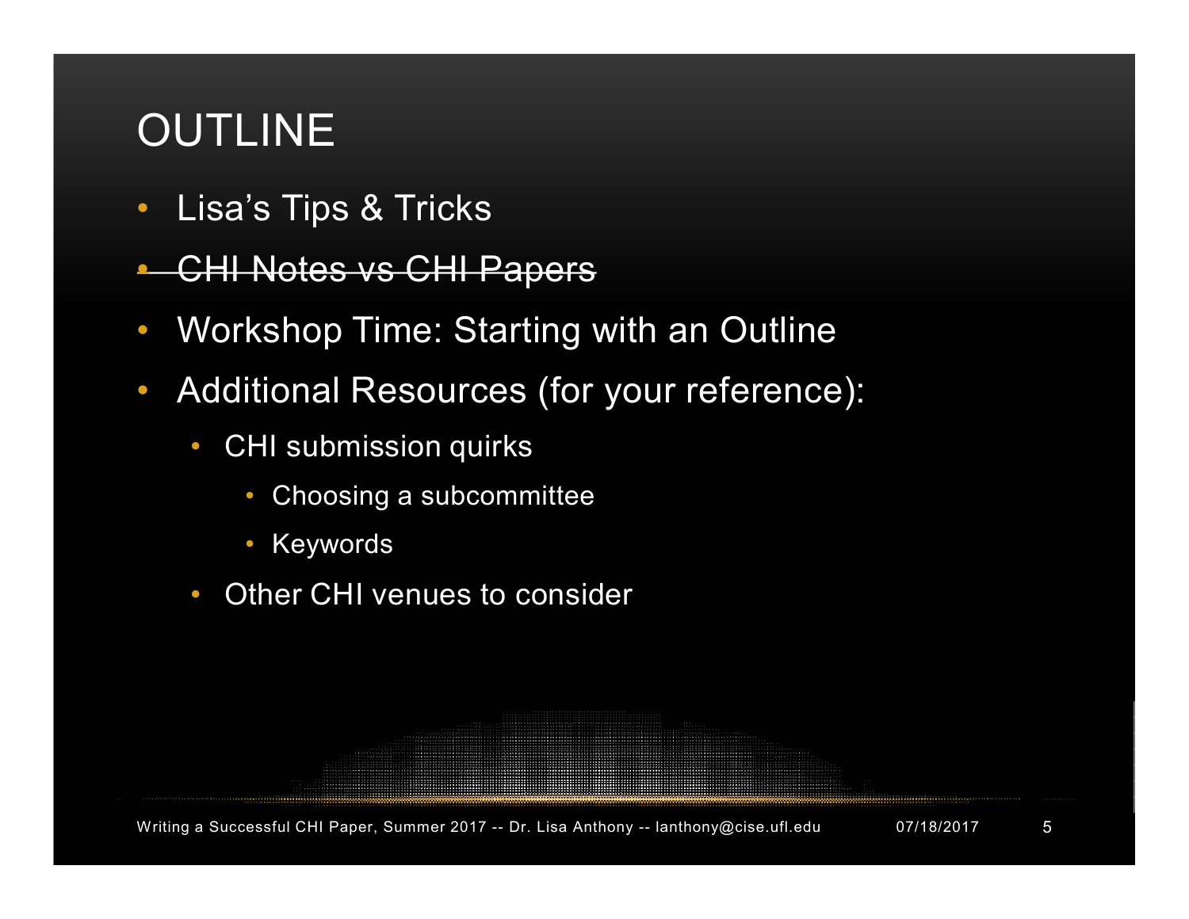# OUTLINE

- Lisa's Tips & Tricks
- ~~CHI Notes vs CHI Papers~~
- Workshop Time: Starting with an Outline
- Additional Resources (for your reference):
  - CHI submission quirks
    - Choosing a subcommittee
    - Keywords
  - Other CHI venues to consider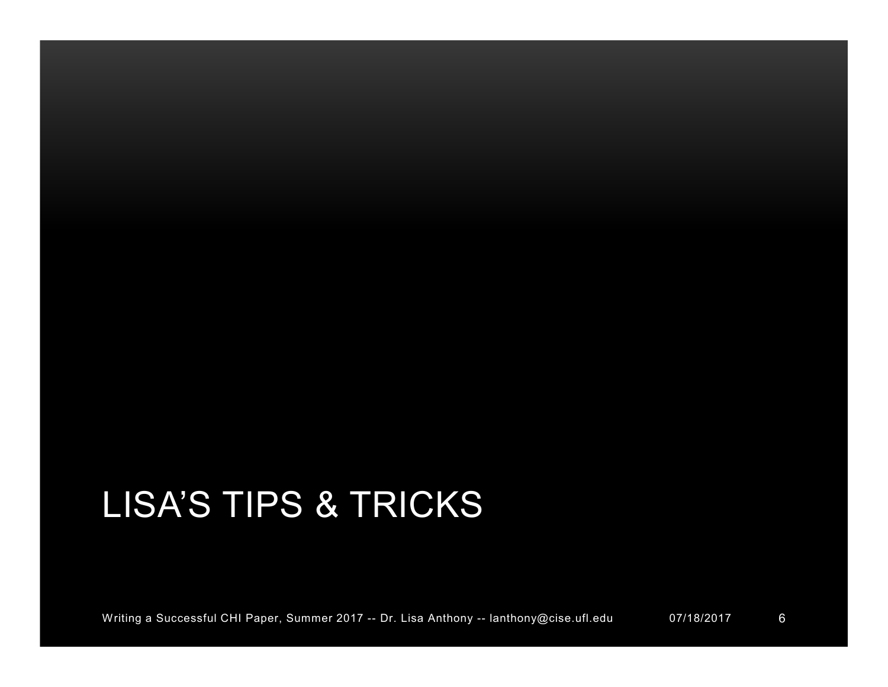# LISA'S TIPS & TRICKS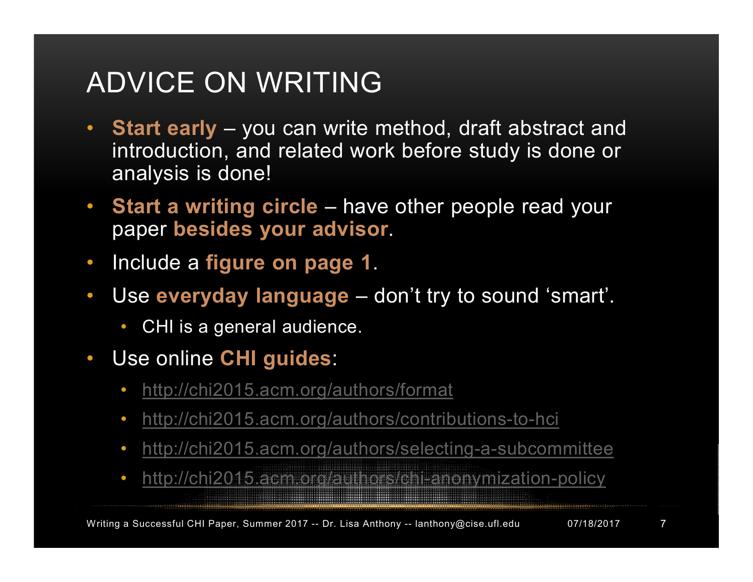# ADVICE ON WRITING

- **Start early** – you can write method, draft abstract and introduction, and related work before study is done or analysis is done!
- **Start a writing circle** – have other people read your paper **besides your advisor**.
- Include a **figure on page 1**.
- Use **everyday language** – don't try to sound 'smart'.
  - CHI is a general audience.
- Use online **CHI guides**:
  - http://chi2015.acm.org/authors/format
  - http://chi2015.acm.org/authors/contributions-to-hci
  - http://chi2015.acm.org/authors/selecting-a-subcommittee
  - http://chi2015.acm.org/authors/chi-anonymization-policy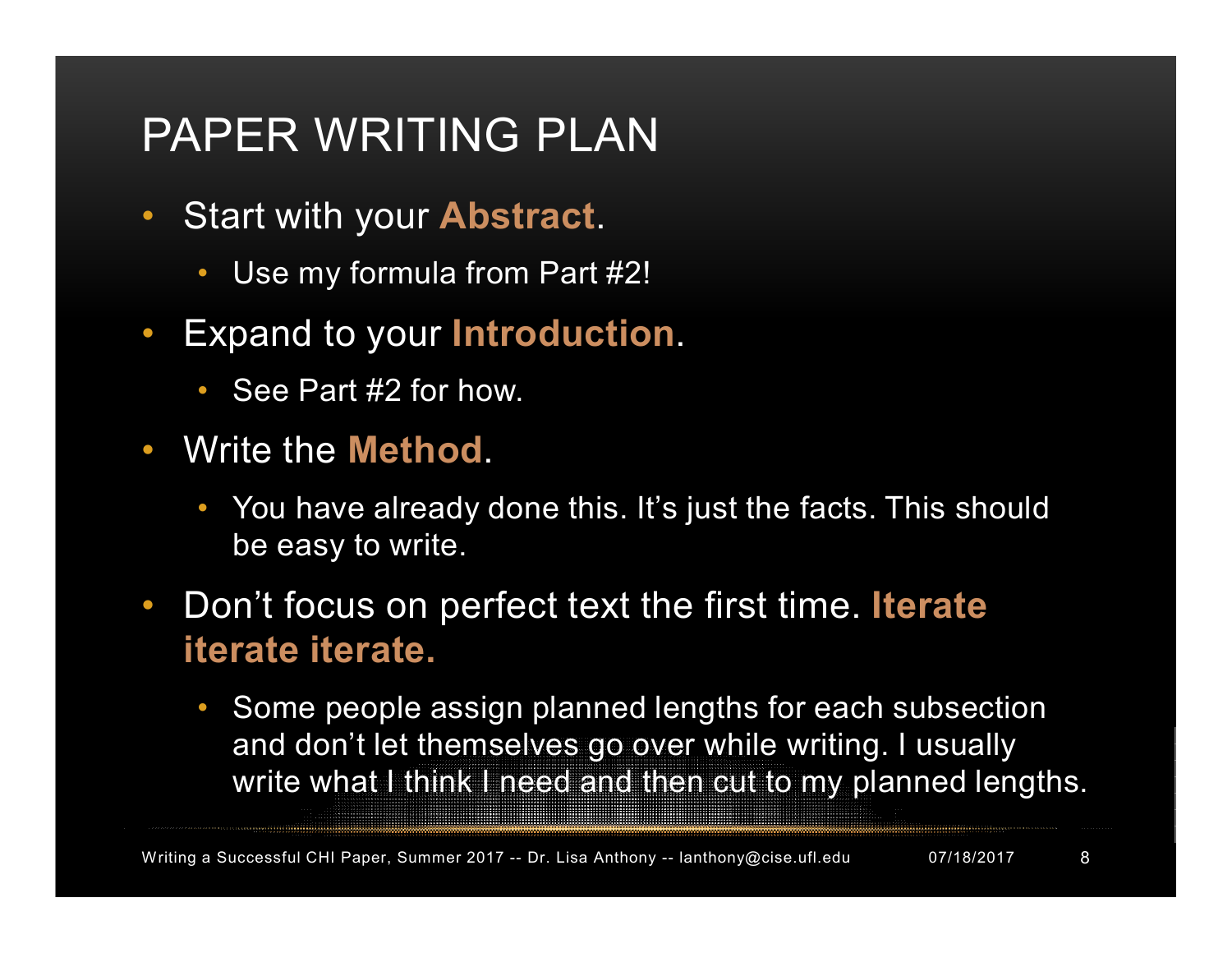# PAPER WRITING PLAN

- Start with your **Abstract**.
  - Use my formula from Part #2!
- Expand to your **Introduction**.
  - See Part #2 for how.
- Write the **Method**.
  - You have already done this. It's just the facts. This should be easy to write.
- Don't focus on perfect text the first time. **Iterate iterate iterate.**
  - Some people assign planned lengths for each subsection and don't let themselves go over while writing. I usually write what I think I need and then cut to my planned lengths.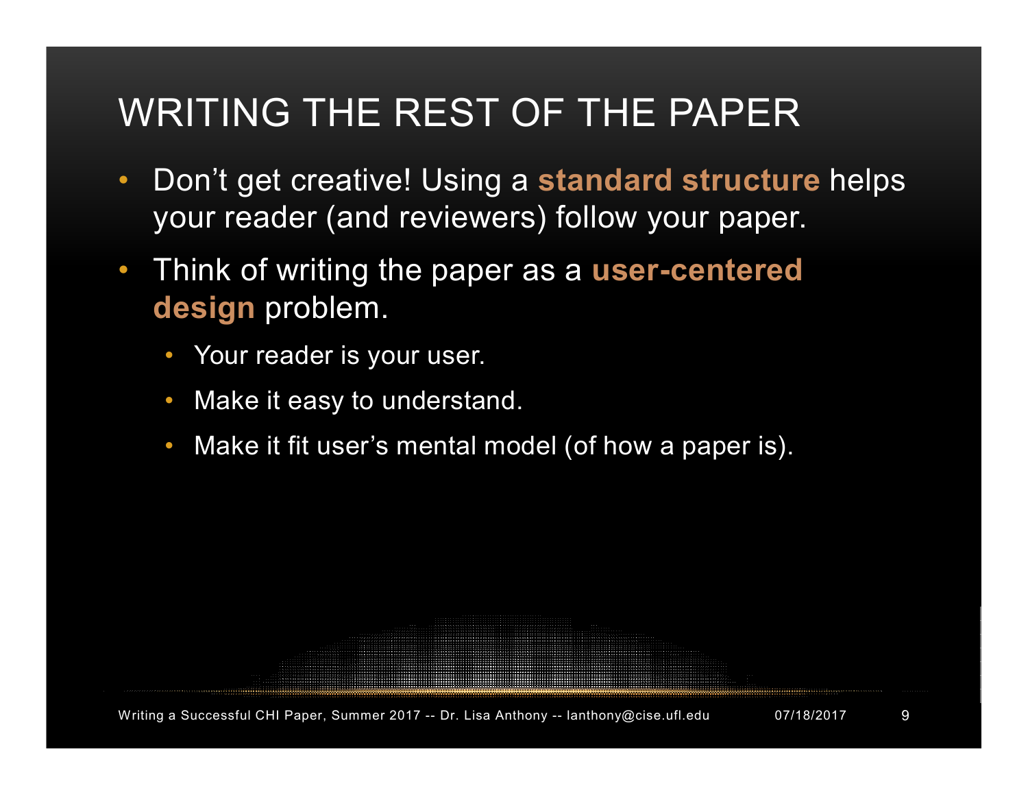# WRITING THE REST OF THE PAPER

- Don't get creative! Using a **standard structure** helps your reader (and reviewers) follow your paper.
- Think of writing the paper as a **user-centered design** problem.
  - Your reader is your user.
  - Make it easy to understand.
  - Make it fit user's mental model (of how a paper is).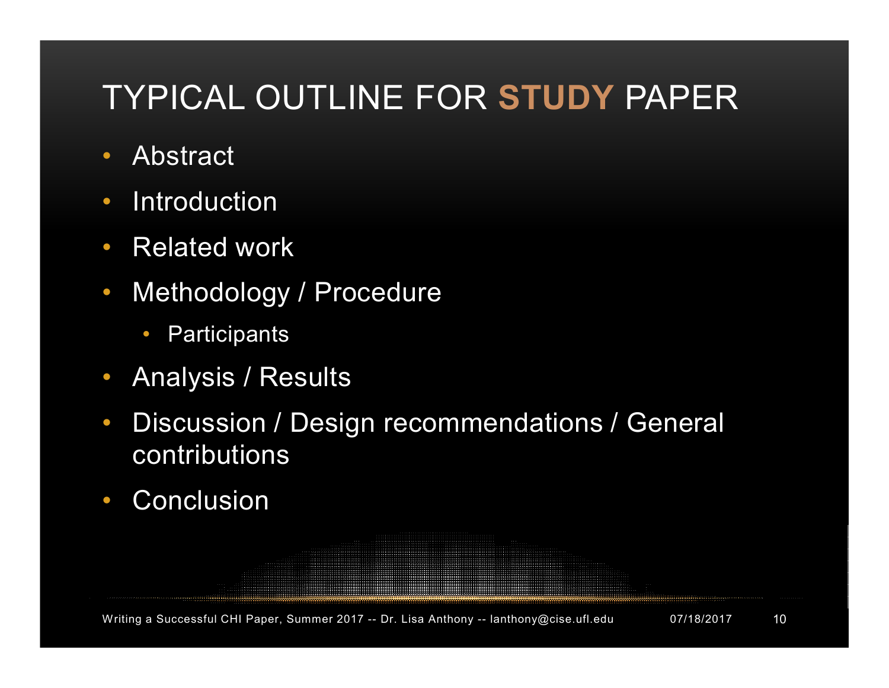# TYPICAL OUTLINE FOR **STUDY** PAPER

- Abstract
- Introduction
- Related work
- Methodology / Procedure
  - Participants
- Analysis / Results
- Discussion / Design recommendations / General contributions
- Conclusion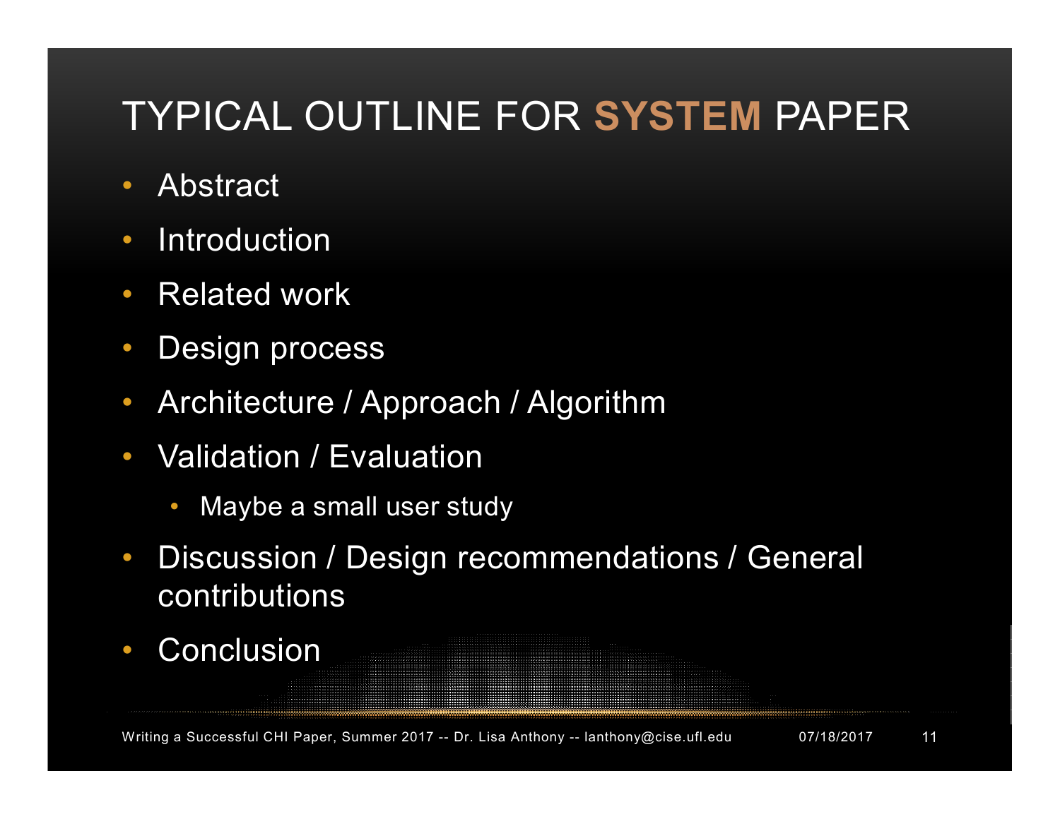# TYPICAL OUTLINE FOR **SYSTEM** PAPER

- Abstract
- Introduction
- Related work
- Design process
- Architecture / Approach / Algorithm
- Validation / Evaluation
  - Maybe a small user study
- Discussion / Design recommendations / General contributions
- Conclusion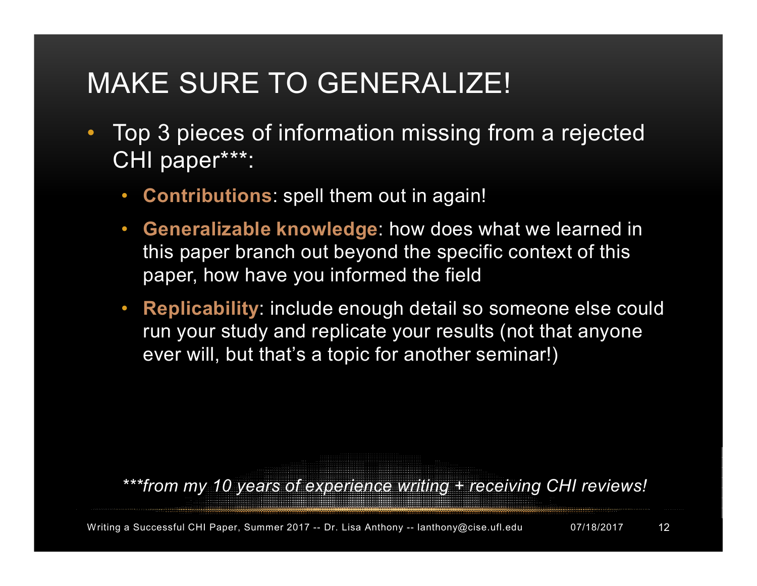# MAKE SURE TO GENERALIZE!

- Top 3 pieces of information missing from a rejected CHI paper***:
  - **Contributions**: spell them out in again!
  - **Generalizable knowledge**: how does what we learned in this paper branch out beyond the specific context of this paper, how have you informed the field
  - **Replicability**: include enough detail so someone else could run your study and replicate your results (not that anyone ever will, but that's a topic for another seminar!)

****from my 10 years of experience writing + receiving CHI reviews!*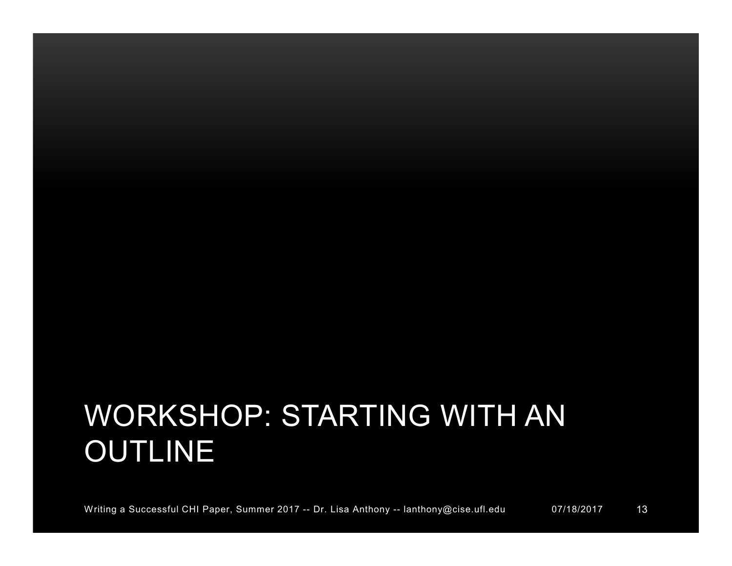# WORKSHOP: STARTING WITH AN OUTLINE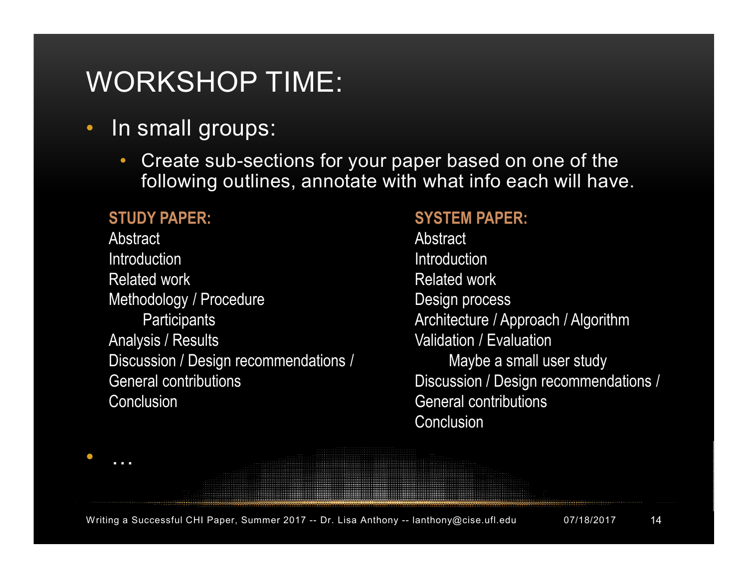# WORKSHOP TIME:

- In small groups:
  - Create sub-sections for your paper based on one of the following outlines, annotate with what info each will have.

**STUDY PAPER:**

Abstract
Introduction
Related work
Methodology / Procedure
    Participants
Analysis / Results
Discussion / Design recommendations / General contributions
Conclusion

**SYSTEM PAPER:**

Abstract
Introduction
Related work
Design process
Architecture / Approach / Algorithm
Validation / Evaluation
    Maybe a small user study
Discussion / Design recommendations / General contributions
Conclusion

- …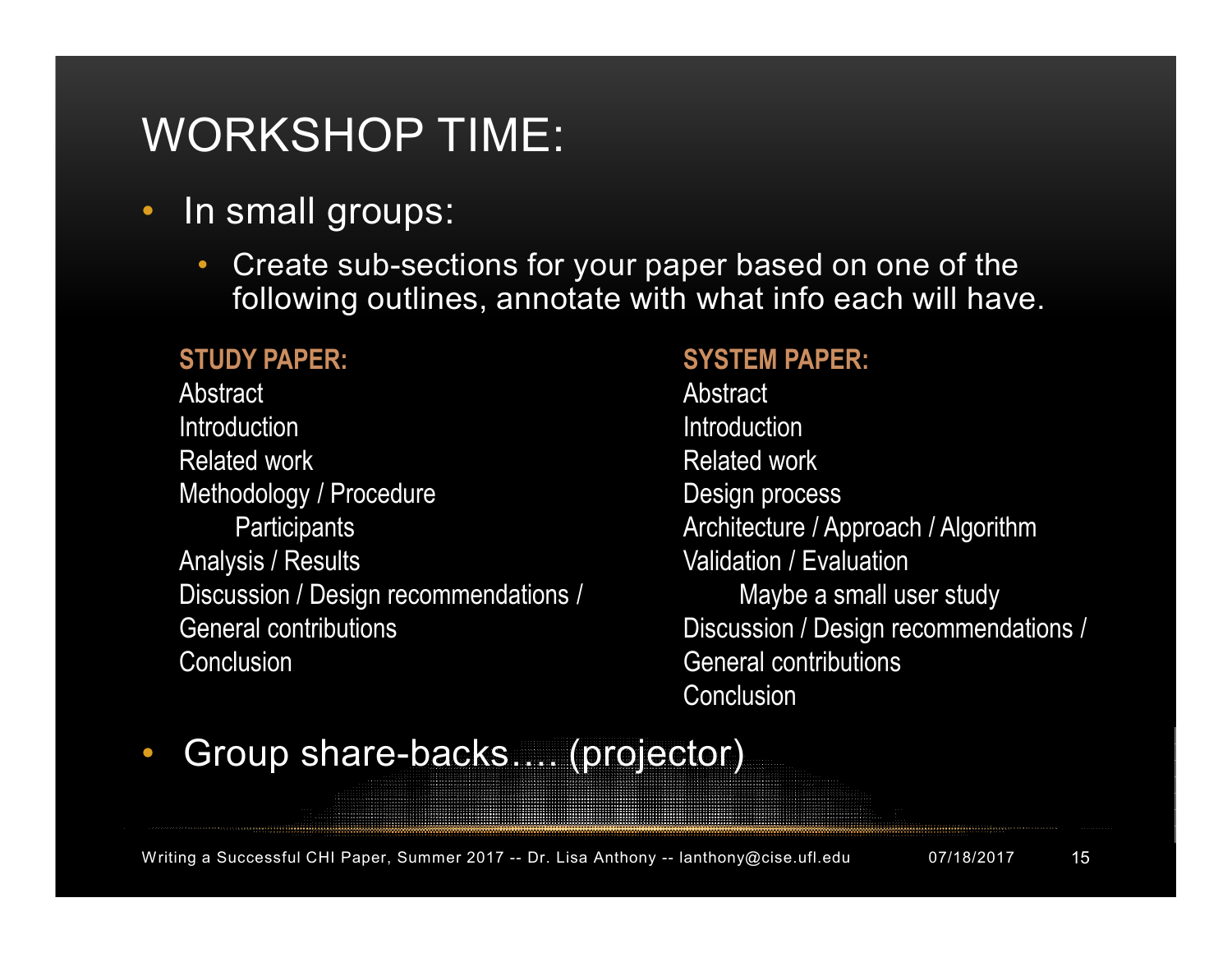# WORKSHOP TIME:

- In small groups:
  - Create sub-sections for your paper based on one of the following outlines, annotate with what info each will have.

**STUDY PAPER:**

- Abstract
- Introduction
- Related work
- Methodology / Procedure
  - Participants
- Analysis / Results
- Discussion / Design recommendations / General contributions
- Conclusion

**SYSTEM PAPER:**

- Abstract
- Introduction
- Related work
- Design process
- Architecture / Approach / Algorithm
- Validation / Evaluation
  - Maybe a small user study
- Discussion / Design recommendations / General contributions
- Conclusion

- Group share-backs…. (projector)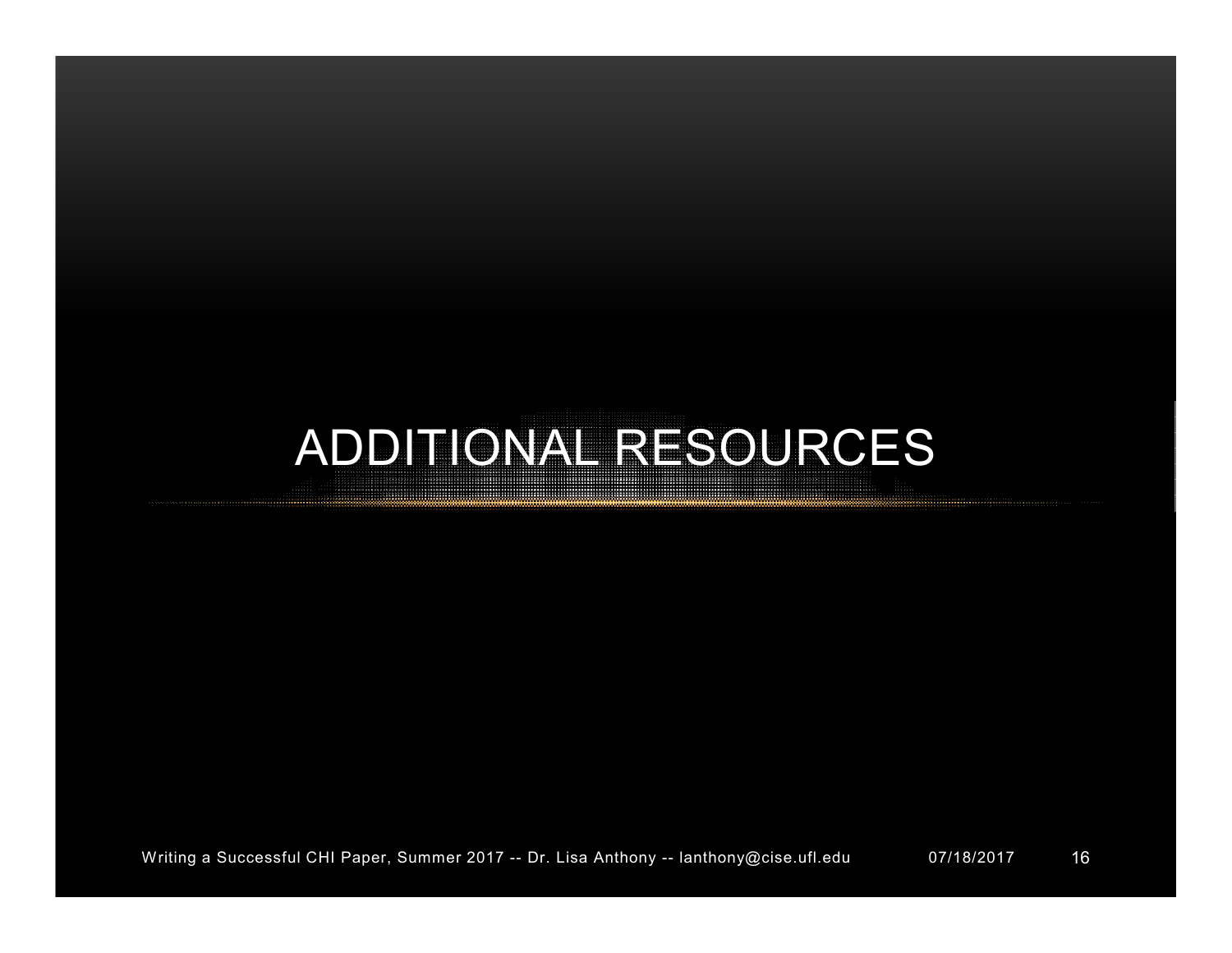# ADDITIONAL RESOURCES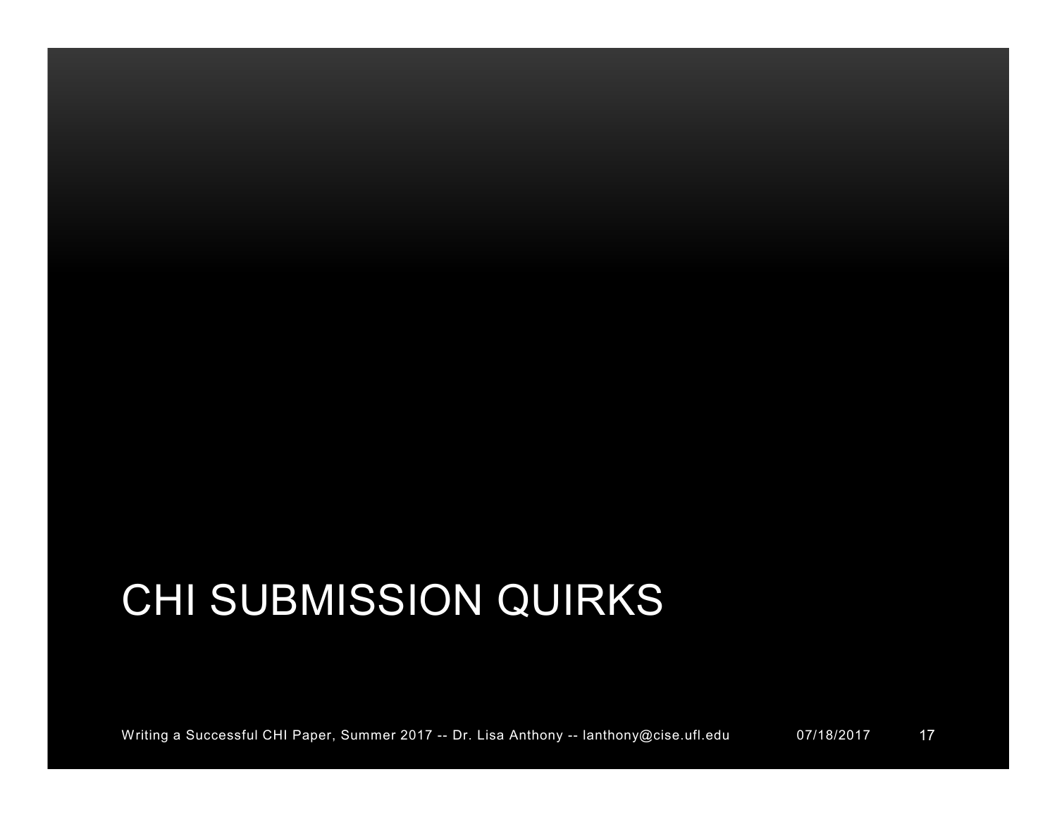# CHI SUBMISSION QUIRKS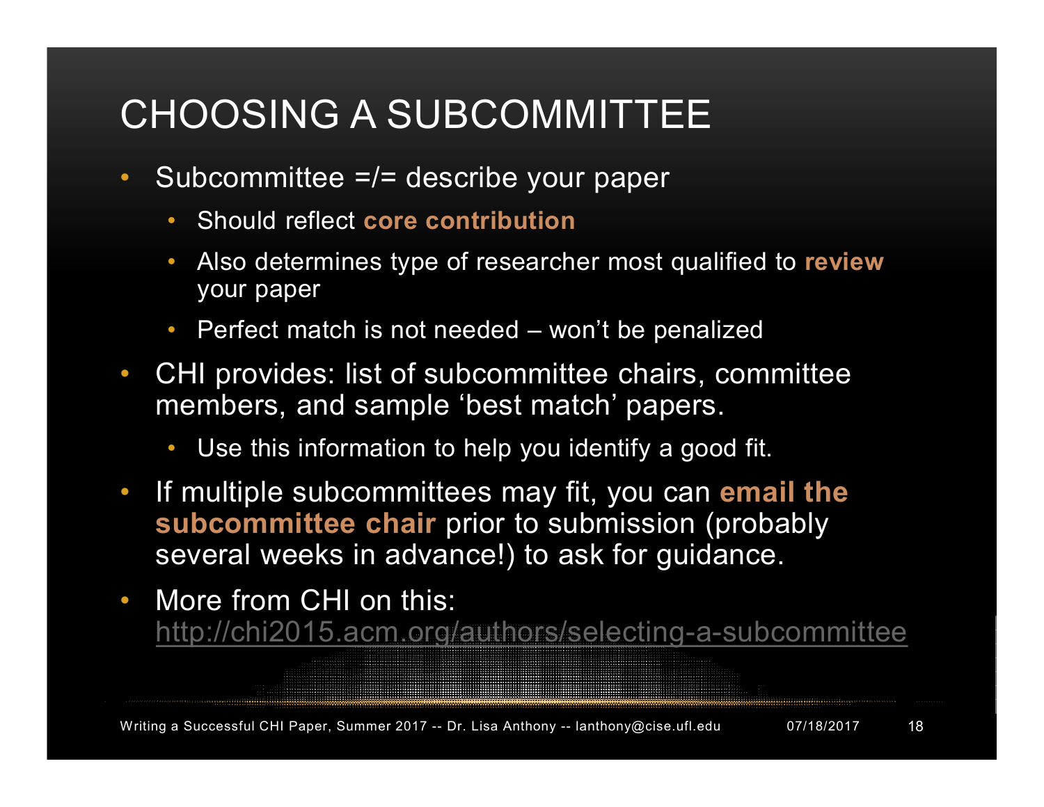# CHOOSING A SUBCOMMITTEE

- Subcommittee =/= describe your paper
  - Should reflect **core contribution**
  - Also determines type of researcher most qualified to **review** your paper
  - Perfect match is not needed – won't be penalized
- CHI provides: list of subcommittee chairs, committee members, and sample 'best match' papers.
  - Use this information to help you identify a good fit.
- If multiple subcommittees may fit, you can **email the subcommittee chair** prior to submission (probably several weeks in advance!) to ask for guidance.
- More from CHI on this: http://chi2015.acm.org/authors/selecting-a-subcommittee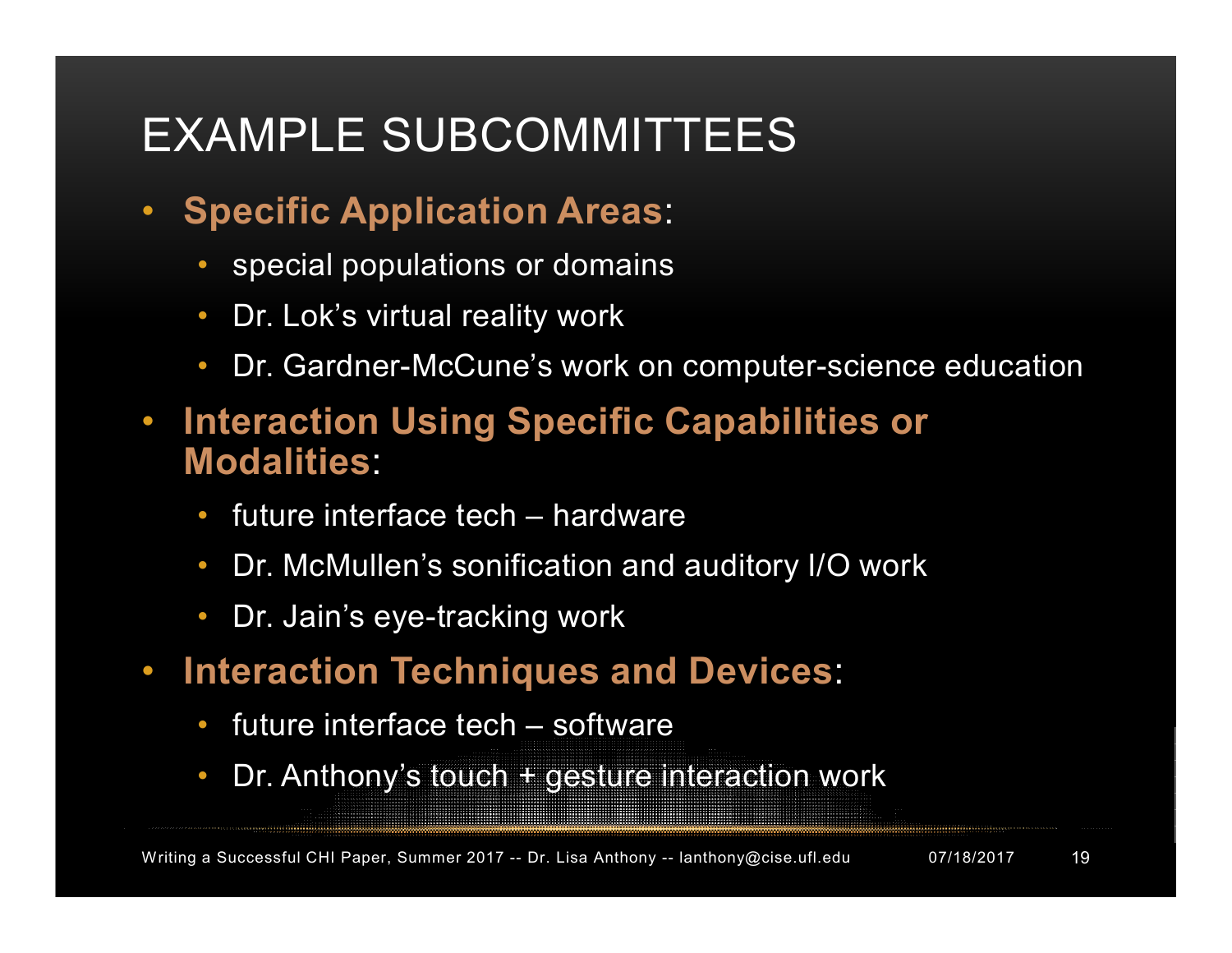# EXAMPLE SUBCOMMITTEES

- **Specific Application Areas**:
  - special populations or domains
  - Dr. Lok's virtual reality work
  - Dr. Gardner-McCune's work on computer-science education
- **Interaction Using Specific Capabilities or Modalities**:
  - future interface tech – hardware
  - Dr. McMullen's sonification and auditory I/O work
  - Dr. Jain's eye-tracking work
- **Interaction Techniques and Devices**:
  - future interface tech – software
  - Dr. Anthony's touch + gesture interaction work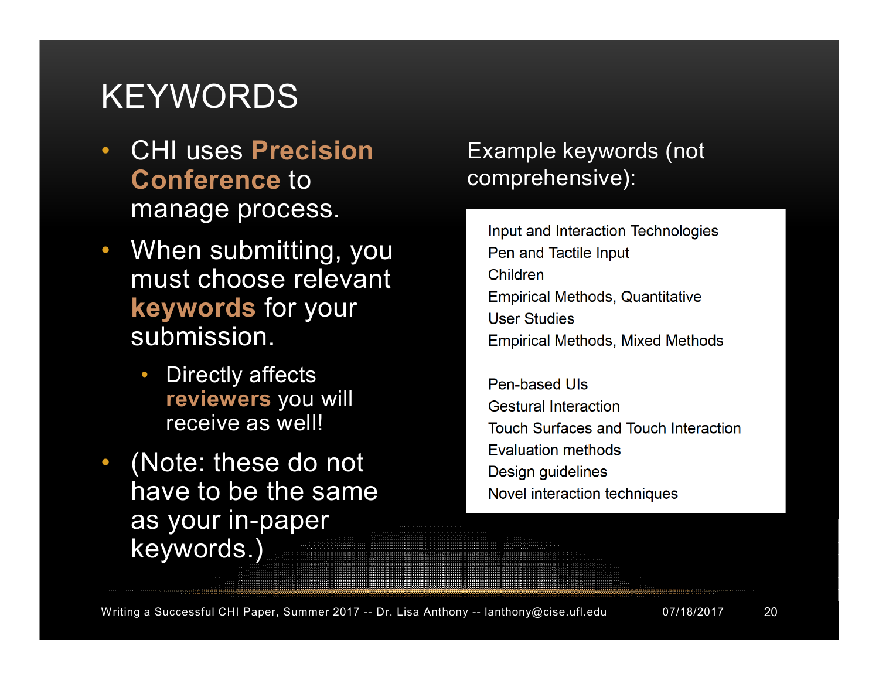# KEYWORDS

- CHI uses **Precision Conference** to manage process.
- When submitting, you must choose relevant **keywords** for your submission.
  - Directly affects **reviewers** you will receive as well!
- (Note: these do not have to be the same as your in-paper keywords.)

Example keywords (not comprehensive):

Input and Interaction Technologies
Pen and Tactile Input
Children
Empirical Methods, Quantitative
User Studies
Empirical Methods, Mixed Methods

Pen-based UIs
Gestural Interaction
Touch Surfaces and Touch Interaction
Evaluation methods
Design guidelines
Novel interaction techniques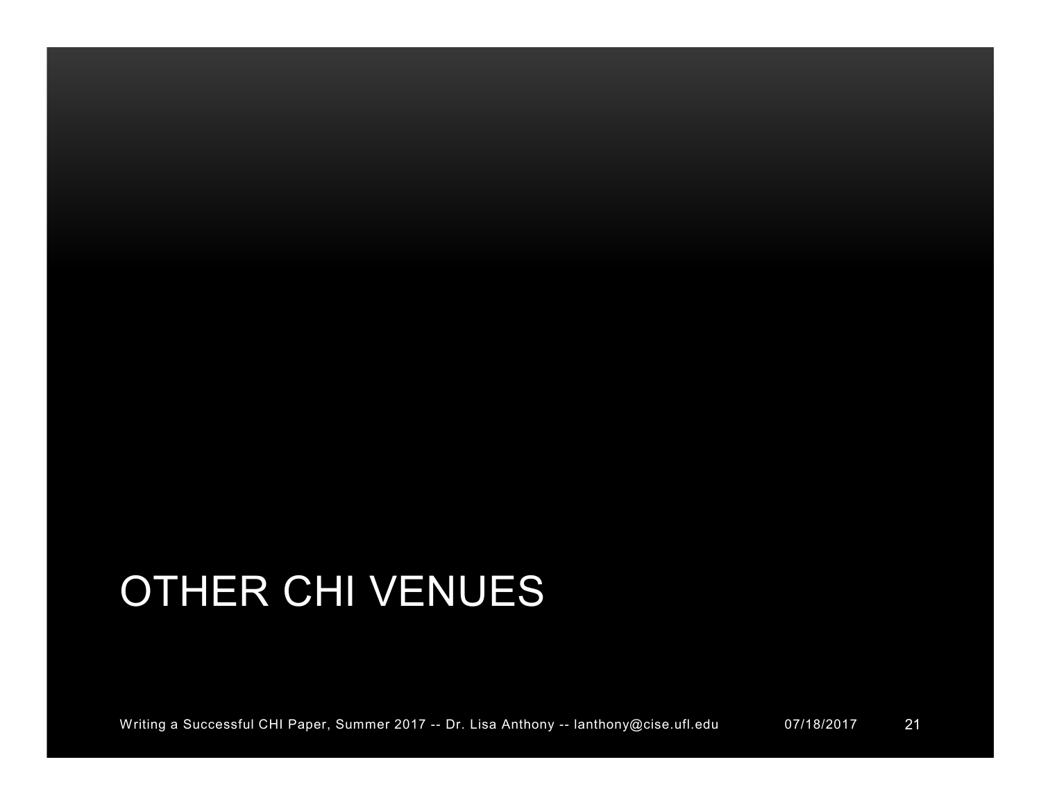# OTHER CHI VENUES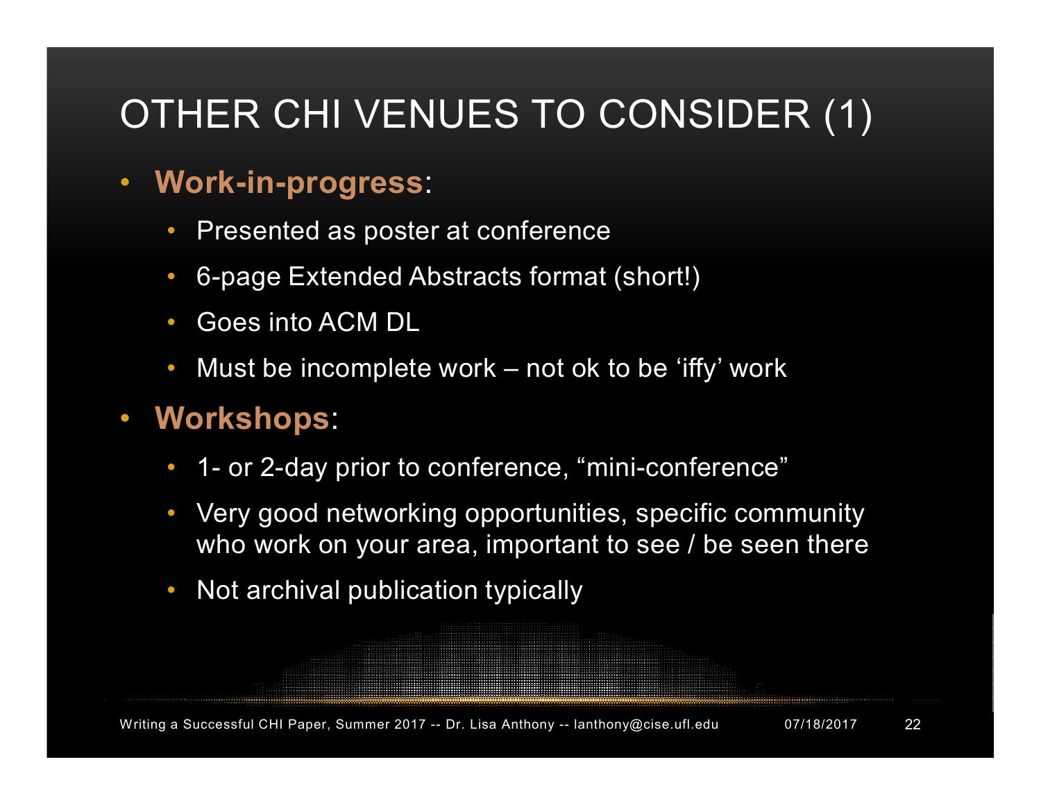# OTHER CHI VENUES TO CONSIDER (1)

- **Work-in-progress**:
  - Presented as poster at conference
  - 6-page Extended Abstracts format (short!)
  - Goes into ACM DL
  - Must be incomplete work – not ok to be 'iffy' work
- **Workshops**:
  - 1- or 2-day prior to conference, "mini-conference"
  - Very good networking opportunities, specific community who work on your area, important to see / be seen there
  - Not archival publication typically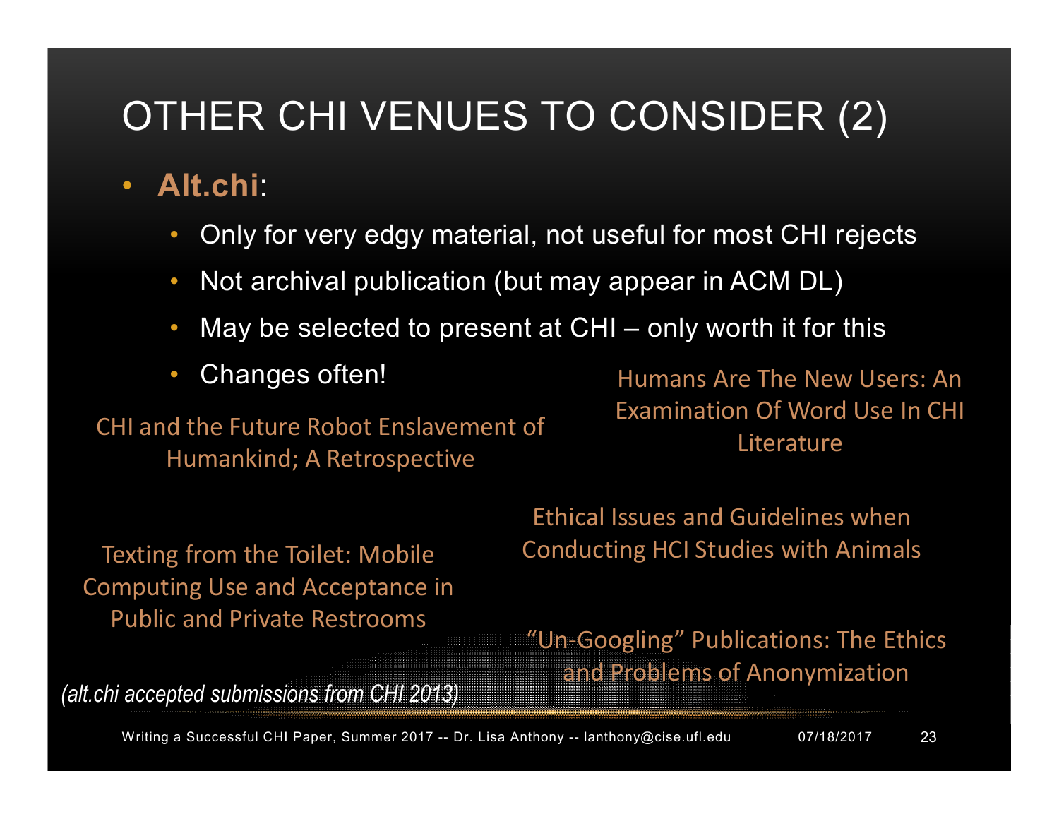# OTHER CHI VENUES TO CONSIDER (2)

- **Alt.chi**:
  - Only for very edgy material, not useful for most CHI rejects
  - Not archival publication (but may appear in ACM DL)
  - May be selected to present at CHI – only worth it for this
  - Changes often!

Humans Are The New Users: An Examination Of Word Use In CHI Literature

CHI and the Future Robot Enslavement of Humankind; A Retrospective

Ethical Issues and Guidelines when Conducting HCI Studies with Animals

Texting from the Toilet: Mobile Computing Use and Acceptance in Public and Private Restrooms

"Un-Googling" Publications: The Ethics and Problems of Anonymization

*(alt.chi accepted submissions from CHI 2013)*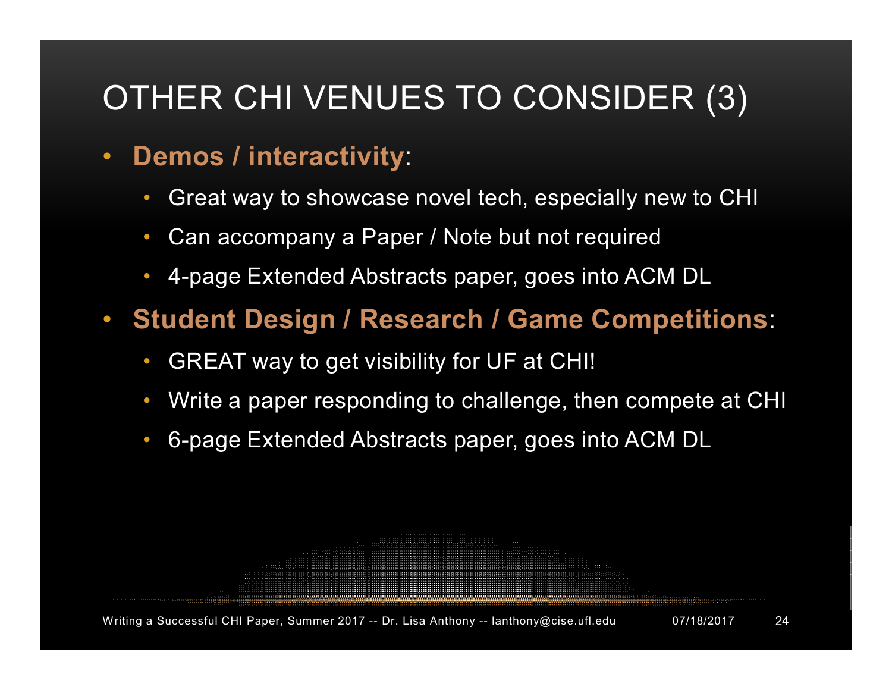# OTHER CHI VENUES TO CONSIDER (3)

- **Demos / interactivity**:
  - Great way to showcase novel tech, especially new to CHI
  - Can accompany a Paper / Note but not required
  - 4-page Extended Abstracts paper, goes into ACM DL
- **Student Design / Research / Game Competitions**:
  - GREAT way to get visibility for UF at CHI!
  - Write a paper responding to challenge, then compete at CHI
  - 6-page Extended Abstracts paper, goes into ACM DL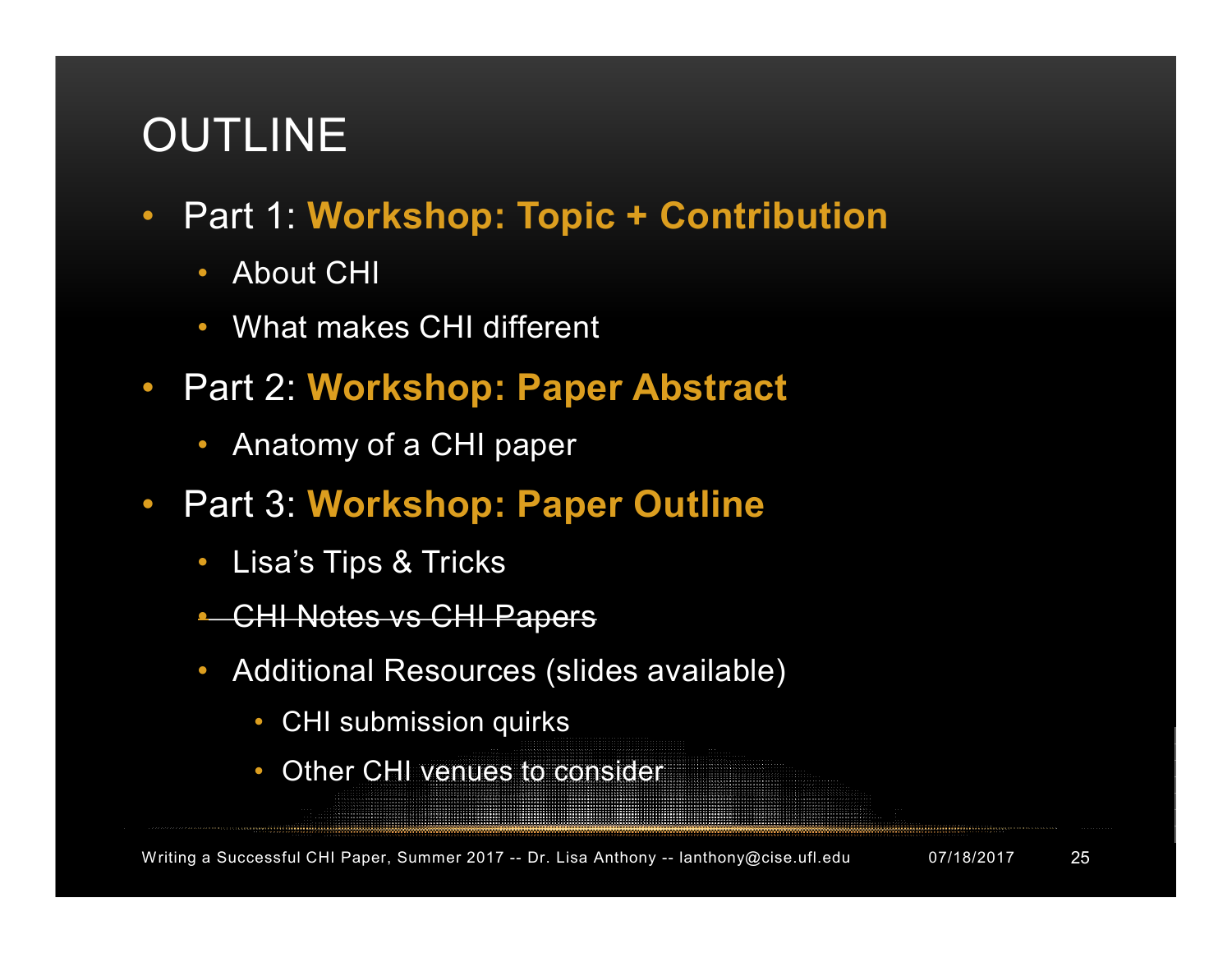# OUTLINE

- Part 1: **Workshop: Topic + Contribution**
  - About CHI
  - What makes CHI different
- Part 2: **Workshop: Paper Abstract**
  - Anatomy of a CHI paper
- Part 3: **Workshop: Paper Outline**
  - Lisa's Tips & Tricks
  - ~~CHI Notes vs CHI Papers~~
  - Additional Resources (slides available)
    - CHI submission quirks
    - Other CHI venues to consider